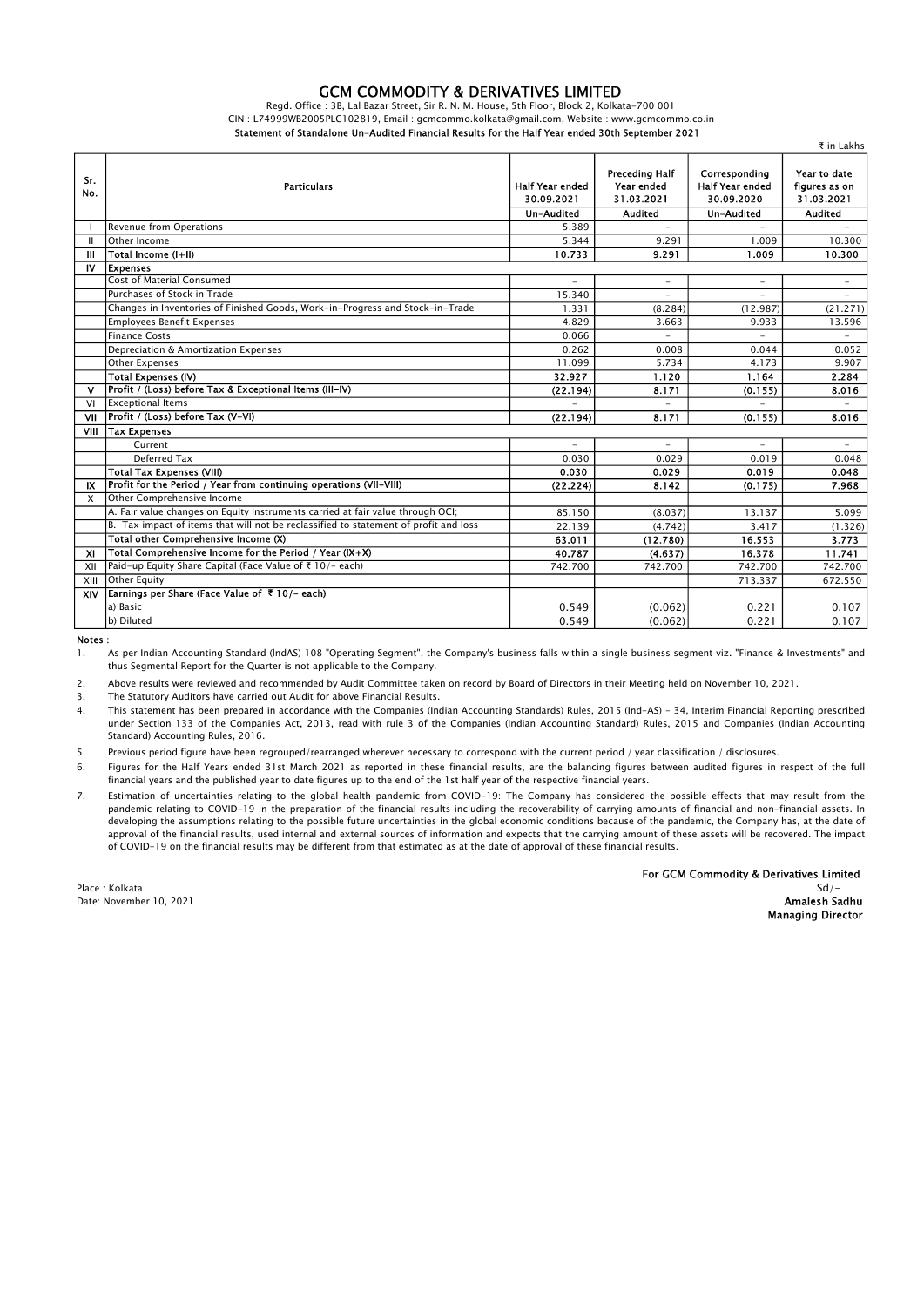# GCM COMMODITY & DERIVATIVES LIMITED

Regd. Office : 3B, Lal Bazar Street, Sir R. N. M. House, 5th Floor, Block 2, Kolkata-700 001

CIN : L74999WB2005PLC102819, Email : gcmcommo.kolkata@gmail.com, Website : www.gcmcommo.co.in

**Statement of Standalone Un-Audited Financial Results for the Half Year ended 30th September 2021**

₹ in Lakhs

| Sr. No. | Particulars | Half Year ended 30.09.2021 | Preceding Half Year ended 31.03.2021 | Corresponding Half Year ended 30.09.2020 | Year to date figures as on 31.03.2021 |
|---|---|---|---|---|---|
| | | Un-Audited | Audited | Un-Audited | Audited |
| I | Revenue from Operations | 5.389 | - | - | - |
| II | Other Income | 5.344 | 9.291 | 1.009 | 10.300 |
| III | **Total Income (I+II)** | **10.733** | **9.291** | **1.009** | **10.300** |
| IV | **Expenses** | | | | |
| | Cost of Material Consumed | - | - | - | - |
| | Purchases of Stock in Trade | 15.340 | - | - | - |
| | Changes in Inventories of Finished Goods, Work-in-Progress and Stock-in-Trade | 1.331 | (8.284) | (12.987) | (21.271) |
| | Employees Benefit Expenses | 4.829 | 3.663 | 9.933 | 13.596 |
| | Finance Costs | 0.066 | - | - | - |
| | Depreciation & Amortization Expenses | 0.262 | 0.008 | 0.044 | 0.052 |
| | Other Expenses | 11.099 | 5.734 | 4.173 | 9.907 |
| | **Total Expenses (IV)** | **32.927** | **1.120** | **1.164** | **2.284** |
| V | **Profit / (Loss) before Tax & Exceptional Items (III-IV)** | **(22.194)** | **8.171** | **(0.155)** | **8.016** |
| VI | Exceptional Items | - | - | - | - |
| VII | **Profit / (Loss) before Tax (V-VI)** | **(22.194)** | **8.171** | **(0.155)** | **8.016** |
| VIII | **Tax Expenses** | | | | |
| | Current | - | - | - | - |
| | Deferred Tax | 0.030 | 0.029 | 0.019 | 0.048 |
| | **Total Tax Expenses (VIII)** | **0.030** | **0.029** | **0.019** | **0.048** |
| IX | **Profit for the Period / Year from continuing operations (VII-VIII)** | **(22.224)** | **8.142** | **(0.175)** | **7.968** |
| X | Other Comprehensive Income | | | | |
| | A. Fair value changes on Equity Instruments carried at fair value through OCI; | 85.150 | (8.037) | 13.137 | 5.099 |
| | B. Tax impact of items that will not be reclassified to statement of profit and loss | 22.139 | (4.742) | 3.417 | (1.326) |
| | **Total other Comprehensive Income (X)** | **63.011** | **(12.780)** | **16.553** | **3.773** |
| XI | **Total Comprehensive Income for the Period / Year (IX+X)** | **40.787** | **(4.637)** | **16.378** | **11.741** |
| XII | Paid-up Equity Share Capital (Face Value of ₹ 10/- each) | 742.700 | 742.700 | 742.700 | 742.700 |
| XIII | Other Equity | | | 713.337 | 672.550 |
| XIV | **Earnings per Share (Face Value of ₹ 10/- each)** | | | | |
| | a) Basic | 0.549 | (0.062) | 0.221 | 0.107 |
| | b) Diluted | 0.549 | (0.062) | 0.221 | 0.107 |

**Notes :**

1. As per Indian Accounting Standard (IndAS) 108 "Operating Segment", the Company's business falls within a single business segment viz. "Finance & Investments" and thus Segmental Report for the Quarter is not applicable to the Company.
2. Above results were reviewed and recommended by Audit Committee taken on record by Board of Directors in their Meeting held on November 10, 2021.
3. The Statutory Auditors have carried out Audit for above Financial Results.
4. This statement has been prepared in accordance with the Companies (Indian Accounting Standards) Rules, 2015 (Ind-AS) - 34, Interim Financial Reporting prescribed under Section 133 of the Companies Act, 2013, read with rule 3 of the Companies (Indian Accounting Standard) Rules, 2015 and Companies (Indian Accounting Standard) Accounting Rules, 2016.
5. Previous period figure have been regrouped/rearranged wherever necessary to correspond with the current period / year classification / disclosures.
6. Figures for the Half Years ended 31st March 2021 as reported in these financial results, are the balancing figures between audited figures in respect of the full financial years and the published year to date figures up to the end of the 1st half year of the respective financial years.
7. Estimation of uncertainties relating to the global health pandemic from COVID-19: The Company has considered the possible effects that may result from the pandemic relating to COVID-19 in the preparation of the financial results including the recoverability of carrying amounts of financial and non-financial assets. In developing the assumptions relating to the possible future uncertainties in the global economic conditions because of the pandemic, the Company has, at the date of approval of the financial results, used internal and external sources of information and expects that the carrying amount of these assets will be recovered. The impact of COVID-19 on the financial results may be different from that estimated as at the date of approval of these financial results.

Place : Kolkata

Date: November 10, 2021

**For GCM Commodity & Derivatives Limited**

Sd/-

**Amalesh Sadhu**

**Managing Director**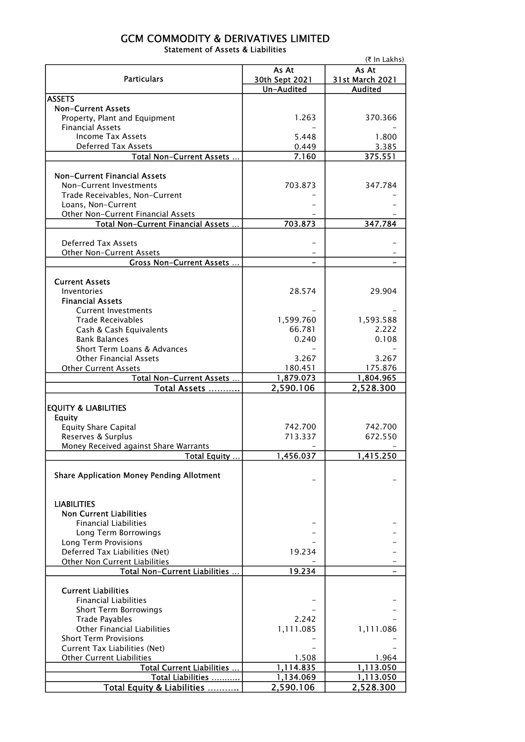# GCM COMMODITY & DERIVATIVES LIMITED

Statement of Assets & Liabilities

(₹ In Lakhs)

| Particulars | As At 30th Sept 2021 | As At 31st March 2021 |
|---|---|---|
| | Un-Audited | Audited |
| **ASSETS** | | |
| **Non-Current Assets** | | |
| Property, Plant and Equipment | 1.263 | 370.366 |
| Financial Assets | - | - |
| Income Tax Assets | 5.448 | 1.800 |
| Deferred Tax Assets | 0.449 | 3.385 |
| Total Non-Current Assets ... | 7.160 | 375.551 |
| **Non-Current Financial Assets** | | |
| Non-Current Investments | 703.873 | 347.784 |
| Trade Receivables, Non-Current | - | - |
| Loans, Non-Current | - | - |
| Other Non-Current Financial Assets | - | - |
| Total Non-Current Financial Assets ... | 703.873 | 347.784 |
| Deferred Tax Assets | - | - |
| Other Non-Current Assets | - | - |
| Gross Non-Current Assets ... | - | - |
| **Current Assets** | | |
| Inventories | 28.574 | 29.904 |
| **Financial Assets** | | |
| Current Investments | - | - |
| Trade Receivables | 1,599.760 | 1,593.588 |
| Cash & Cash Equivalents | 66.781 | 2.222 |
| Bank Balances | 0.240 | 0.108 |
| Short Term Loans & Advances | - | - |
| Other Financial Assets | 3.267 | 3.267 |
| Other Current Assets | 180.451 | 175.876 |
| Total Non-Current Assets ... | 1,879.073 | 1,804.965 |
| **Total Assets ...........** | **2,590.106** | **2,528.300** |
| **EQUITY & LIABILITIES** | | |
| **Equity** | | |
| Equity Share Capital | 742.700 | 742.700 |
| Reserves & Surplus | 713.337 | 672.550 |
| Money Received against Share Warrants | - | - |
| Total Equity ... | 1,456.037 | 1,415.250 |
| **Share Application Money Pending Allotment** | - | - |
| **LIABILITIES** | | |
| **Non Current Liabilities** | | |
| Financial Liabilities | - | - |
| Long Term Borrowings | - | - |
| Long Term Provisions | - | - |
| Deferred Tax Liabilities (Net) | 19.234 | - |
| Other Non Current Liabilities | - | - |
| Total Non-Current Liabilities ... | 19.234 | - |
| **Current Liabilities** | | |
| Financial Liabilities | - | - |
| Short Term Borrowings | - | - |
| Trade Payables | 2.242 | - |
| Other Financial Liabilities | 1,111.085 | 1,111.086 |
| Short Term Provisions | - | - |
| Current Tax Liabilities (Net) | - | - |
| Other Current Liabilities | 1.508 | 1.964 |
| Total Current Liabilities ... | 1,114.835 | 1,113.050 |
| Total Liabilities ........... | 1,134.069 | 1,113.050 |
| **Total Equity & Liabilities ...........** | **2,590.106** | **2,528.300** |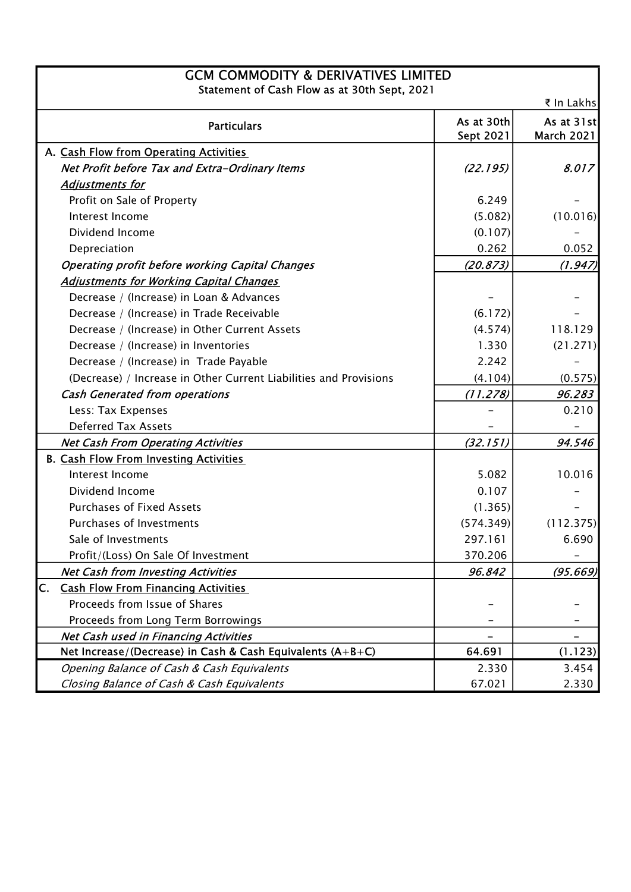# GCM COMMODITY & DERIVATIVES LIMITED

Statement of Cash Flow as at 30th Sept, 2021

₹ In Lakhs

| Particulars | As at 30th Sept 2021 | As at 31st March 2021 |
|---|---|---|
| A. Cash Flow from Operating Activities | | |
| *Net Profit before Tax and Extra-Ordinary Items* | *(22.195)* | *8.017* |
| *Adjustments for* | | |
| Profit on Sale of Property | 6.249 | - |
| Interest Income | (5.082) | (10.016) |
| Dividend Income | (0.107) | - |
| Depreciation | 0.262 | 0.052 |
| *Operating profit before working Capital Changes* | *(20.873)* | *(1.947)* |
| *Adjustments for Working Capital Changes* | | |
| Decrease / (Increase) in Loan & Advances | - | - |
| Decrease / (Increase) in Trade Receivable | (6.172) | - |
| Decrease / (Increase) in Other Current Assets | (4.574) | 118.129 |
| Decrease / (Increase) in Inventories | 1.330 | (21.271) |
| Decrease / (Increase) in Trade Payable | 2.242 | - |
| (Decrease) / Increase in Other Current Liabilities and Provisions | (4.104) | (0.575) |
| *Cash Generated from operations* | *(11.278)* | *96.283* |
| Less: Tax Expenses | - | 0.210 |
| Deferred Tax Assets | - | - |
| *Net Cash From Operating Activities* | *(32.151)* | *94.546* |
| B. Cash Flow From Investing Activities | | |
| Interest Income | 5.082 | 10.016 |
| Dividend Income | 0.107 | - |
| Purchases of Fixed Assets | (1.365) | - |
| Purchases of Investments | (574.349) | (112.375) |
| Sale of Investments | 297.161 | 6.690 |
| Profit/(Loss) On Sale Of Investment | 370.206 | - |
| *Net Cash from Investing Activities* | *96.842* | *(95.669)* |
| C. Cash Flow From Financing Activities | | |
| Proceeds from Issue of Shares | - | - |
| Proceeds from Long Term Borrowings | - | - |
| *Net Cash used in Financing Activities* | - | - |
| Net Increase/(Decrease) in Cash & Cash Equivalents (A+B+C) | 64.691 | (1.123) |
| *Opening Balance of Cash & Cash Equivalents* | 2.330 | 3.454 |
| *Closing Balance of Cash & Cash Equivalents* | 67.021 | 2.330 |